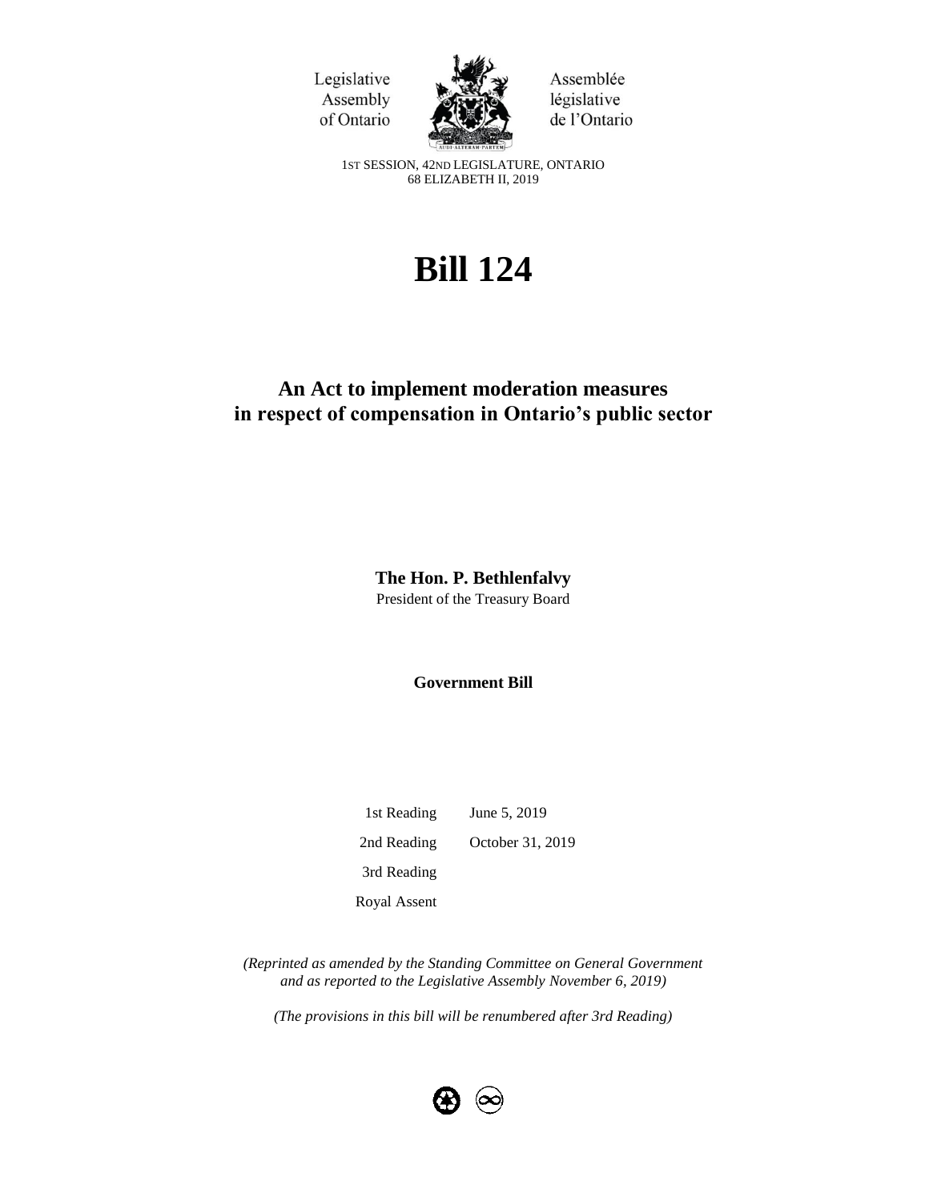Legislative Assembly of Ontario

Assemblée législative de l'Ontario

1ST SESSION, 42ND LEGISLATURE, ONTARIO
68 ELIZABETH II, 2019

# Bill 124

## An Act to implement moderation measures in respect of compensation in Ontario's public sector

**The Hon. P. Bethlenfalvy**
President of the Treasury Board

**Government Bill**

| | |
|---|---|
| 1st Reading | June 5, 2019 |
| 2nd Reading | October 31, 2019 |
| 3rd Reading | |
| Royal Assent | |

*(Reprinted as amended by the Standing Committee on General Government and as reported to the Legislative Assembly November 6, 2019)*

*(The provisions in this bill will be renumbered after 3rd Reading)*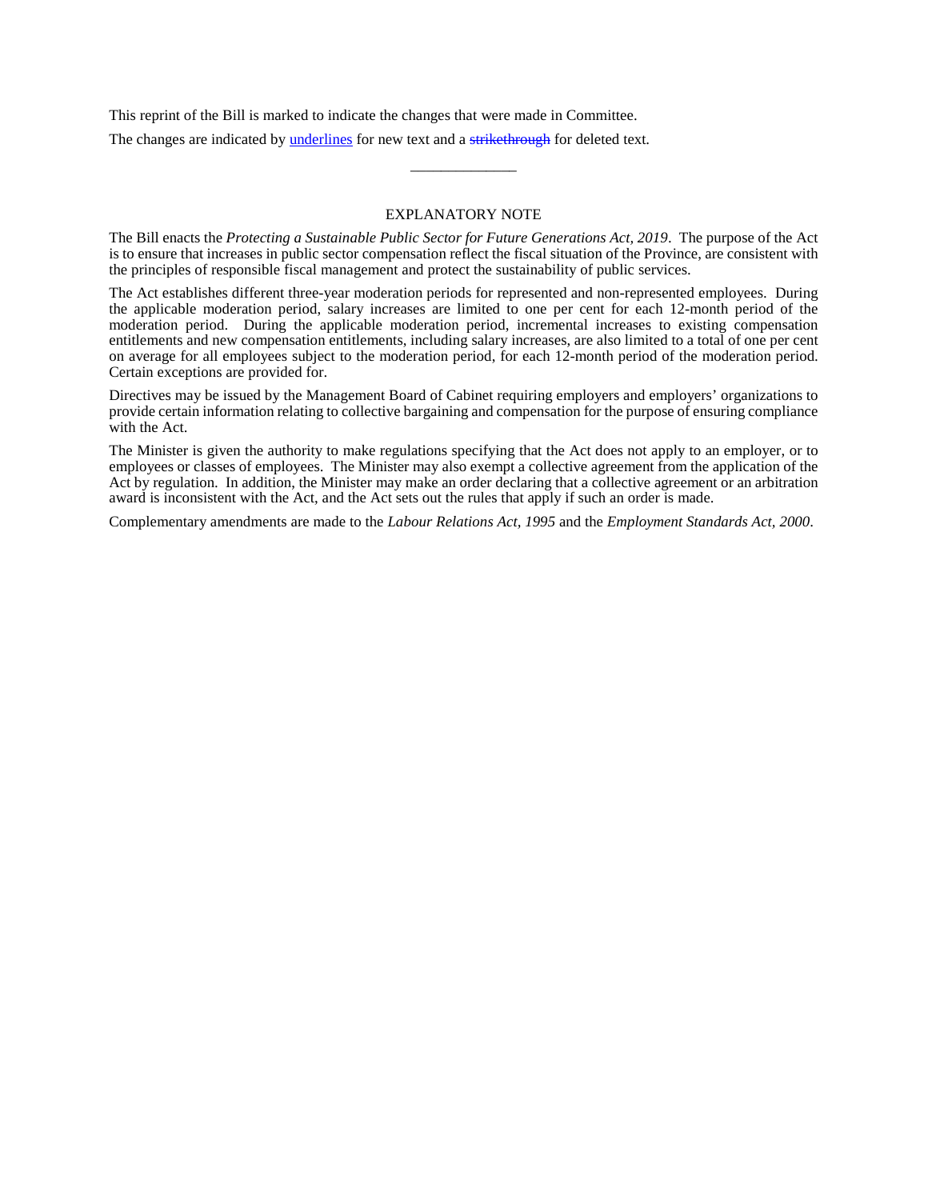This reprint of the Bill is marked to indicate the changes that were made in Committee.

The changes are indicated by <u>underlines</u> for new text and a ~~strikethrough~~ for deleted text.

______________

## EXPLANATORY NOTE

The Bill enacts the *Protecting a Sustainable Public Sector for Future Generations Act, 2019*. The purpose of the Act is to ensure that increases in public sector compensation reflect the fiscal situation of the Province, are consistent with the principles of responsible fiscal management and protect the sustainability of public services.

The Act establishes different three-year moderation periods for represented and non-represented employees. During the applicable moderation period, salary increases are limited to one per cent for each 12-month period of the moderation period. During the applicable moderation period, incremental increases to existing compensation entitlements and new compensation entitlements, including salary increases, are also limited to a total of one per cent on average for all employees subject to the moderation period, for each 12-month period of the moderation period. Certain exceptions are provided for.

Directives may be issued by the Management Board of Cabinet requiring employers and employers' organizations to provide certain information relating to collective bargaining and compensation for the purpose of ensuring compliance with the Act.

The Minister is given the authority to make regulations specifying that the Act does not apply to an employer, or to employees or classes of employees. The Minister may also exempt a collective agreement from the application of the Act by regulation. In addition, the Minister may make an order declaring that a collective agreement or an arbitration award is inconsistent with the Act, and the Act sets out the rules that apply if such an order is made.

Complementary amendments are made to the *Labour Relations Act, 1995* and the *Employment Standards Act, 2000*.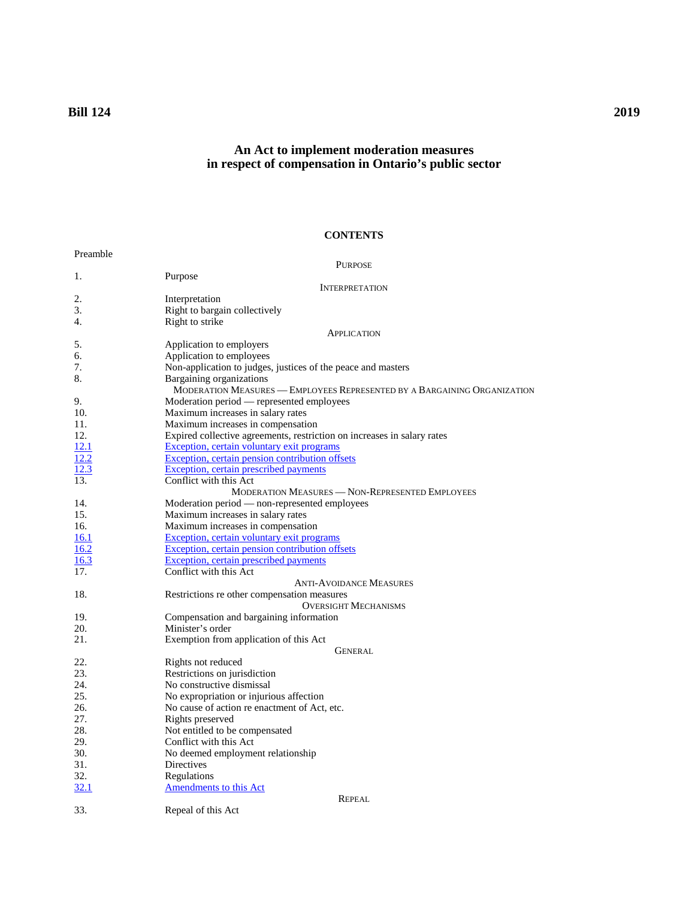**Bill 124** **2019**

# An Act to implement moderation measures in respect of compensation in Ontario's public sector

## CONTENTS

Preamble

PURPOSE

| | |
|---|---|
| 1. | Purpose |

INTERPRETATION

| | |
|---|---|
| 2. | Interpretation |
| 3. | Right to bargain collectively |
| 4. | Right to strike |

APPLICATION

| | |
|---|---|
| 5. | Application to employers |
| 6. | Application to employees |
| 7. | Non-application to judges, justices of the peace and masters |
| 8. | Bargaining organizations |

MODERATION MEASURES — EMPLOYEES REPRESENTED BY A BARGAINING ORGANIZATION

| | |
|---|---|
| 9. | Moderation period — represented employees |
| 10. | Maximum increases in salary rates |
| 11. | Maximum increases in compensation |
| 12. | Expired collective agreements, restriction on increases in salary rates |
| 12.1 | Exception, certain voluntary exit programs |
| 12.2 | Exception, certain pension contribution offsets |
| 12.3 | Exception, certain prescribed payments |
| 13. | Conflict with this Act |

MODERATION MEASURES — NON-REPRESENTED EMPLOYEES

| | |
|---|---|
| 14. | Moderation period — non-represented employees |
| 15. | Maximum increases in salary rates |
| 16. | Maximum increases in compensation |
| 16.1 | Exception, certain voluntary exit programs |
| 16.2 | Exception, certain pension contribution offsets |
| 16.3 | Exception, certain prescribed payments |
| 17. | Conflict with this Act |

ANTI-AVOIDANCE MEASURES

| | |
|---|---|
| 18. | Restrictions re other compensation measures |

OVERSIGHT MECHANISMS

| | |
|---|---|
| 19. | Compensation and bargaining information |
| 20. | Minister's order |
| 21. | Exemption from application of this Act |

GENERAL

| | |
|---|---|
| 22. | Rights not reduced |
| 23. | Restrictions on jurisdiction |
| 24. | No constructive dismissal |
| 25. | No expropriation or injurious affection |
| 26. | No cause of action re enactment of Act, etc. |
| 27. | Rights preserved |
| 28. | Not entitled to be compensated |
| 29. | Conflict with this Act |
| 30. | No deemed employment relationship |
| 31. | Directives |
| 32. | Regulations |
| 32.1 | Amendments to this Act |

REPEAL

| | |
|---|---|
| 33. | Repeal of this Act |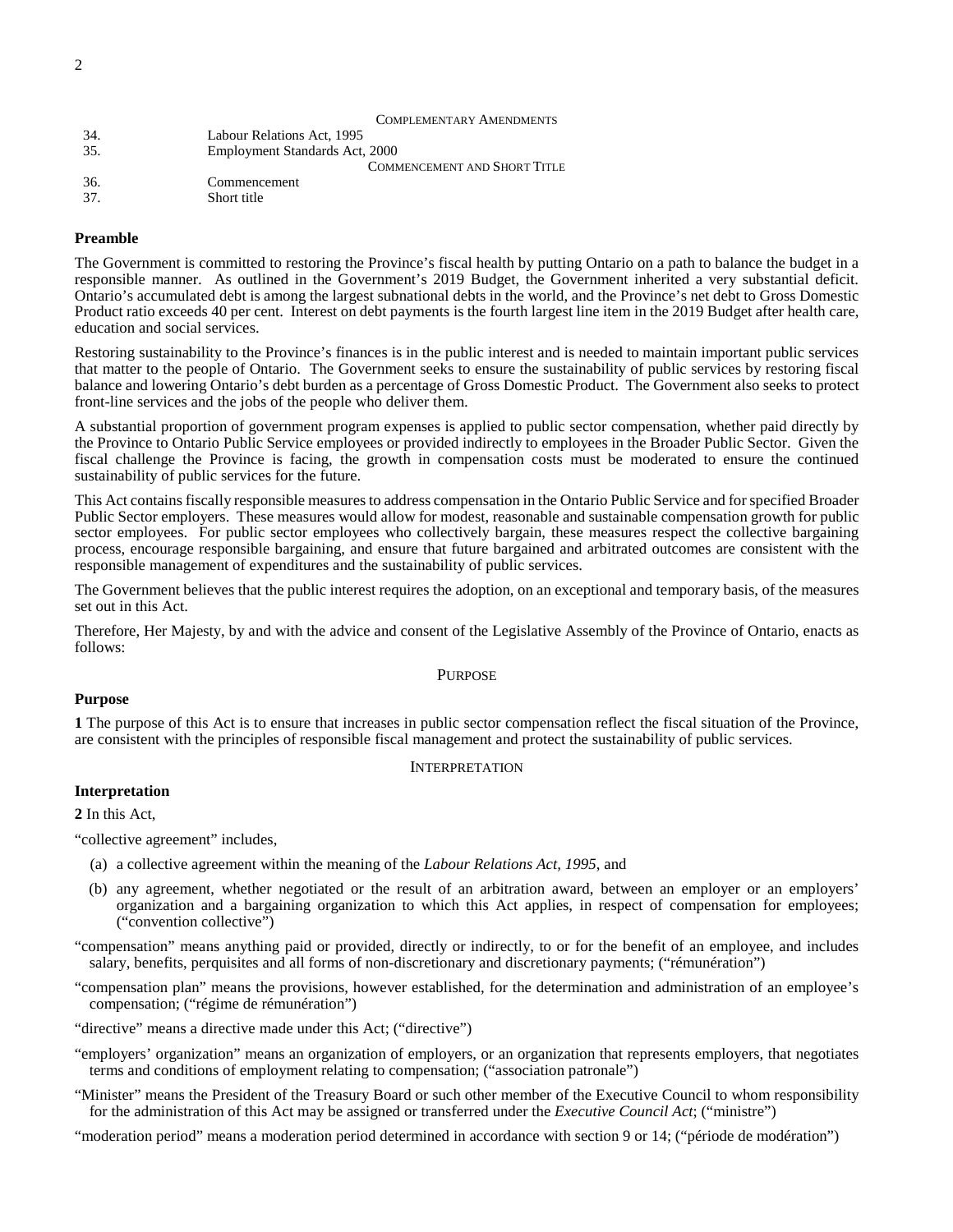| | COMPLEMENTARY AMENDMENTS |
|---|---|
| 34. | Labour Relations Act, 1995 |
| 35. | Employment Standards Act, 2000 |
| | COMMENCEMENT AND SHORT TITLE |
| 36. | Commencement |
| 37. | Short title |

**Preamble**

The Government is committed to restoring the Province's fiscal health by putting Ontario on a path to balance the budget in a responsible manner. As outlined in the Government's 2019 Budget, the Government inherited a very substantial deficit. Ontario's accumulated debt is among the largest subnational debts in the world, and the Province's net debt to Gross Domestic Product ratio exceeds 40 per cent. Interest on debt payments is the fourth largest line item in the 2019 Budget after health care, education and social services.

Restoring sustainability to the Province's finances is in the public interest and is needed to maintain important public services that matter to the people of Ontario. The Government seeks to ensure the sustainability of public services by restoring fiscal balance and lowering Ontario's debt burden as a percentage of Gross Domestic Product. The Government also seeks to protect front-line services and the jobs of the people who deliver them.

A substantial proportion of government program expenses is applied to public sector compensation, whether paid directly by the Province to Ontario Public Service employees or provided indirectly to employees in the Broader Public Sector. Given the fiscal challenge the Province is facing, the growth in compensation costs must be moderated to ensure the continued sustainability of public services for the future.

This Act contains fiscally responsible measures to address compensation in the Ontario Public Service and for specified Broader Public Sector employers. These measures would allow for modest, reasonable and sustainable compensation growth for public sector employees. For public sector employees who collectively bargain, these measures respect the collective bargaining process, encourage responsible bargaining, and ensure that future bargained and arbitrated outcomes are consistent with the responsible management of expenditures and the sustainability of public services.

The Government believes that the public interest requires the adoption, on an exceptional and temporary basis, of the measures set out in this Act.

Therefore, Her Majesty, by and with the advice and consent of the Legislative Assembly of the Province of Ontario, enacts as follows:

PURPOSE

**Purpose**

**1** The purpose of this Act is to ensure that increases in public sector compensation reflect the fiscal situation of the Province, are consistent with the principles of responsible fiscal management and protect the sustainability of public services.

INTERPRETATION

**Interpretation**

**2** In this Act,

"collective agreement" includes,

(a) a collective agreement within the meaning of the *Labour Relations Act, 1995*, and

(b) any agreement, whether negotiated or the result of an arbitration award, between an employer or an employers' organization and a bargaining organization to which this Act applies, in respect of compensation for employees; ("convention collective")

"compensation" means anything paid or provided, directly or indirectly, to or for the benefit of an employee, and includes salary, benefits, perquisites and all forms of non-discretionary and discretionary payments; ("rémunération")

"compensation plan" means the provisions, however established, for the determination and administration of an employee's compensation; ("régime de rémunération")

"directive" means a directive made under this Act; ("directive")

"employers' organization" means an organization of employers, or an organization that represents employers, that negotiates terms and conditions of employment relating to compensation; ("association patronale")

"Minister" means the President of the Treasury Board or such other member of the Executive Council to whom responsibility for the administration of this Act may be assigned or transferred under the *Executive Council Act*; ("ministre")

"moderation period" means a moderation period determined in accordance with section 9 or 14; ("période de modération")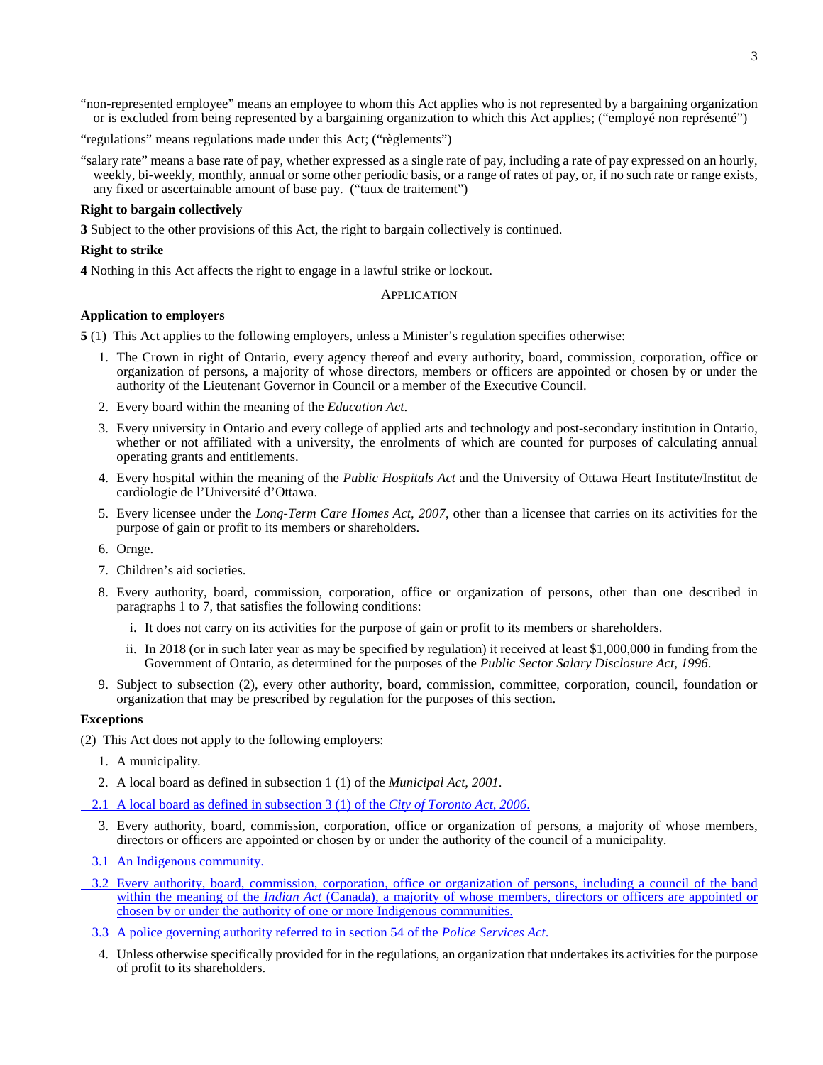"non-represented employee" means an employee to whom this Act applies who is not represented by a bargaining organization or is excluded from being represented by a bargaining organization to which this Act applies; ("employé non représenté")

"regulations" means regulations made under this Act; ("règlements")

"salary rate" means a base rate of pay, whether expressed as a single rate of pay, including a rate of pay expressed on an hourly, weekly, bi-weekly, monthly, annual or some other periodic basis, or a range of rates of pay, or, if no such rate or range exists, any fixed or ascertainable amount of base pay. ("taux de traitement")

**Right to bargain collectively**

**3** Subject to the other provisions of this Act, the right to bargain collectively is continued.

**Right to strike**

**4** Nothing in this Act affects the right to engage in a lawful strike or lockout.

APPLICATION

**Application to employers**

**5** (1) This Act applies to the following employers, unless a Minister's regulation specifies otherwise:

1. The Crown in right of Ontario, every agency thereof and every authority, board, commission, corporation, office or organization of persons, a majority of whose directors, members or officers are appointed or chosen by or under the authority of the Lieutenant Governor in Council or a member of the Executive Council.
2. Every board within the meaning of the *Education Act*.
3. Every university in Ontario and every college of applied arts and technology and post-secondary institution in Ontario, whether or not affiliated with a university, the enrolments of which are counted for purposes of calculating annual operating grants and entitlements.
4. Every hospital within the meaning of the *Public Hospitals Act* and the University of Ottawa Heart Institute/Institut de cardiologie de l'Université d'Ottawa.
5. Every licensee under the *Long-Term Care Homes Act, 2007*, other than a licensee that carries on its activities for the purpose of gain or profit to its members or shareholders.
6. Ornge.
7. Children's aid societies.
8. Every authority, board, commission, corporation, office or organization of persons, other than one described in paragraphs 1 to 7, that satisfies the following conditions:
   i. It does not carry on its activities for the purpose of gain or profit to its members or shareholders.
   ii. In 2018 (or in such later year as may be specified by regulation) it received at least $1,000,000 in funding from the Government of Ontario, as determined for the purposes of the *Public Sector Salary Disclosure Act, 1996*.
9. Subject to subsection (2), every other authority, board, commission, committee, corporation, council, foundation or organization that may be prescribed by regulation for the purposes of this section.

**Exceptions**

(2) This Act does not apply to the following employers:

1. A municipality.
2. A local board as defined in subsection 1 (1) of the *Municipal Act, 2001*.

2.1 A local board as defined in subsection 3 (1) of the *City of Toronto Act, 2006*.

3. Every authority, board, commission, corporation, office or organization of persons, a majority of whose members, directors or officers are appointed or chosen by or under the authority of the council of a municipality.

3.1 An Indigenous community.

3.2 Every authority, board, commission, corporation, office or organization of persons, including a council of the band within the meaning of the *Indian Act* (Canada), a majority of whose members, directors or officers are appointed or chosen by or under the authority of one or more Indigenous communities.

3.3 A police governing authority referred to in section 54 of the *Police Services Act*.

4. Unless otherwise specifically provided for in the regulations, an organization that undertakes its activities for the purpose of profit to its shareholders.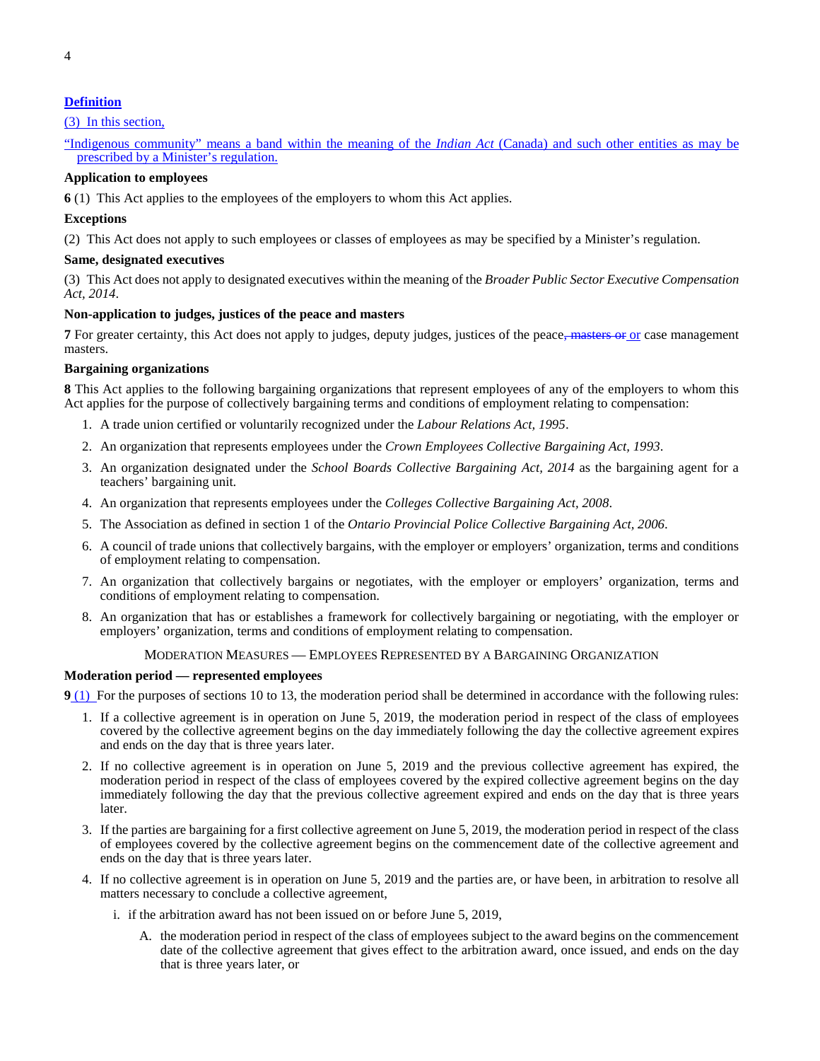**Definition**

(3) In this section,

"Indigenous community" means a band within the meaning of the *Indian Act* (Canada) and such other entities as may be prescribed by a Minister's regulation.

**Application to employees**

**6** (1) This Act applies to the employees of the employers to whom this Act applies.

**Exceptions**

(2) This Act does not apply to such employees or classes of employees as may be specified by a Minister's regulation.

**Same, designated executives**

(3) This Act does not apply to designated executives within the meaning of the *Broader Public Sector Executive Compensation Act, 2014*.

**Non-application to judges, justices of the peace and masters**

**7** For greater certainty, this Act does not apply to judges, deputy judges, justices of the peace~~, masters or~~ or case management masters.

**Bargaining organizations**

**8** This Act applies to the following bargaining organizations that represent employees of any of the employers to whom this Act applies for the purpose of collectively bargaining terms and conditions of employment relating to compensation:

1. A trade union certified or voluntarily recognized under the *Labour Relations Act, 1995*.
2. An organization that represents employees under the *Crown Employees Collective Bargaining Act, 1993*.
3. An organization designated under the *School Boards Collective Bargaining Act, 2014* as the bargaining agent for a teachers' bargaining unit.
4. An organization that represents employees under the *Colleges Collective Bargaining Act, 2008*.
5. The Association as defined in section 1 of the *Ontario Provincial Police Collective Bargaining Act, 2006*.
6. A council of trade unions that collectively bargains, with the employer or employers' organization, terms and conditions of employment relating to compensation.
7. An organization that collectively bargains or negotiates, with the employer or employers' organization, terms and conditions of employment relating to compensation.
8. An organization that has or establishes a framework for collectively bargaining or negotiating, with the employer or employers' organization, terms and conditions of employment relating to compensation.

MODERATION MEASURES — EMPLOYEES REPRESENTED BY A BARGAINING ORGANIZATION

**Moderation period — represented employees**

**9** (1) For the purposes of sections 10 to 13, the moderation period shall be determined in accordance with the following rules:

1. If a collective agreement is in operation on June 5, 2019, the moderation period in respect of the class of employees covered by the collective agreement begins on the day immediately following the day the collective agreement expires and ends on the day that is three years later.
2. If no collective agreement is in operation on June 5, 2019 and the previous collective agreement has expired, the moderation period in respect of the class of employees covered by the expired collective agreement begins on the day immediately following the day that the previous collective agreement expired and ends on the day that is three years later.
3. If the parties are bargaining for a first collective agreement on June 5, 2019, the moderation period in respect of the class of employees covered by the collective agreement begins on the commencement date of the collective agreement and ends on the day that is three years later.
4. If no collective agreement is in operation on June 5, 2019 and the parties are, or have been, in arbitration to resolve all matters necessary to conclude a collective agreement,
   i. if the arbitration award has not been issued on or before June 5, 2019,
      A. the moderation period in respect of the class of employees subject to the award begins on the commencement date of the collective agreement that gives effect to the arbitration award, once issued, and ends on the day that is three years later, or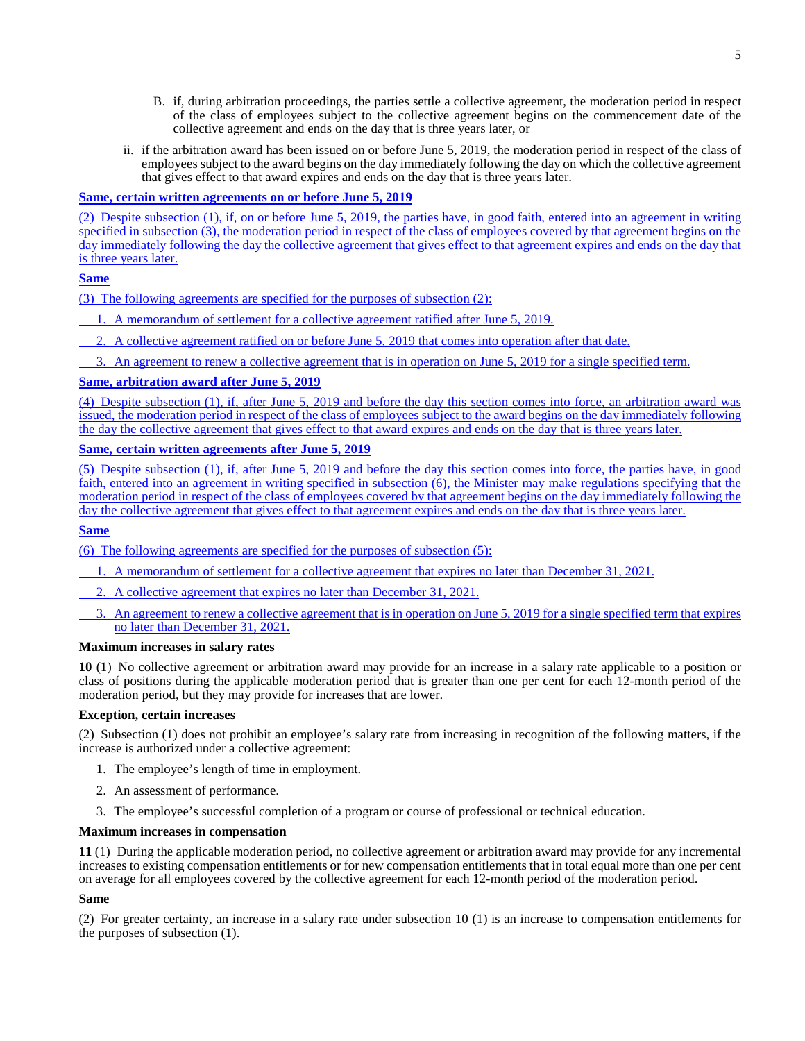B. if, during arbitration proceedings, the parties settle a collective agreement, the moderation period in respect of the class of employees subject to the collective agreement begins on the commencement date of the collective agreement and ends on the day that is three years later, or

ii. if the arbitration award has been issued on or before June 5, 2019, the moderation period in respect of the class of employees subject to the award begins on the day immediately following the day on which the collective agreement that gives effect to that award expires and ends on the day that is three years later.

**Same, certain written agreements on or before June 5, 2019**

(2) Despite subsection (1), if, on or before June 5, 2019, the parties have, in good faith, entered into an agreement in writing specified in subsection (3), the moderation period in respect of the class of employees covered by that agreement begins on the day immediately following the day the collective agreement that gives effect to that agreement expires and ends on the day that is three years later.

**Same**

(3) The following agreements are specified for the purposes of subsection (2):

1. A memorandum of settlement for a collective agreement ratified after June 5, 2019.
2. A collective agreement ratified on or before June 5, 2019 that comes into operation after that date.
3. An agreement to renew a collective agreement that is in operation on June 5, 2019 for a single specified term.

**Same, arbitration award after June 5, 2019**

(4) Despite subsection (1), if, after June 5, 2019 and before the day this section comes into force, an arbitration award was issued, the moderation period in respect of the class of employees subject to the award begins on the day immediately following the day the collective agreement that gives effect to that award expires and ends on the day that is three years later.

**Same, certain written agreements after June 5, 2019**

(5) Despite subsection (1), if, after June 5, 2019 and before the day this section comes into force, the parties have, in good faith, entered into an agreement in writing specified in subsection (6), the Minister may make regulations specifying that the moderation period in respect of the class of employees covered by that agreement begins on the day immediately following the day the collective agreement that gives effect to that agreement expires and ends on the day that is three years later.

**Same**

(6) The following agreements are specified for the purposes of subsection (5):

1. A memorandum of settlement for a collective agreement that expires no later than December 31, 2021.
2. A collective agreement that expires no later than December 31, 2021.
3. An agreement to renew a collective agreement that is in operation on June 5, 2019 for a single specified term that expires no later than December 31, 2021.

**Maximum increases in salary rates**

**10** (1) No collective agreement or arbitration award may provide for an increase in a salary rate applicable to a position or class of positions during the applicable moderation period that is greater than one per cent for each 12-month period of the moderation period, but they may provide for increases that are lower.

**Exception, certain increases**

(2) Subsection (1) does not prohibit an employee's salary rate from increasing in recognition of the following matters, if the increase is authorized under a collective agreement:

1. The employee's length of time in employment.
2. An assessment of performance.
3. The employee's successful completion of a program or course of professional or technical education.

**Maximum increases in compensation**

**11** (1) During the applicable moderation period, no collective agreement or arbitration award may provide for any incremental increases to existing compensation entitlements or for new compensation entitlements that in total equal more than one per cent on average for all employees covered by the collective agreement for each 12-month period of the moderation period.

**Same**

(2) For greater certainty, an increase in a salary rate under subsection 10 (1) is an increase to compensation entitlements for the purposes of subsection (1).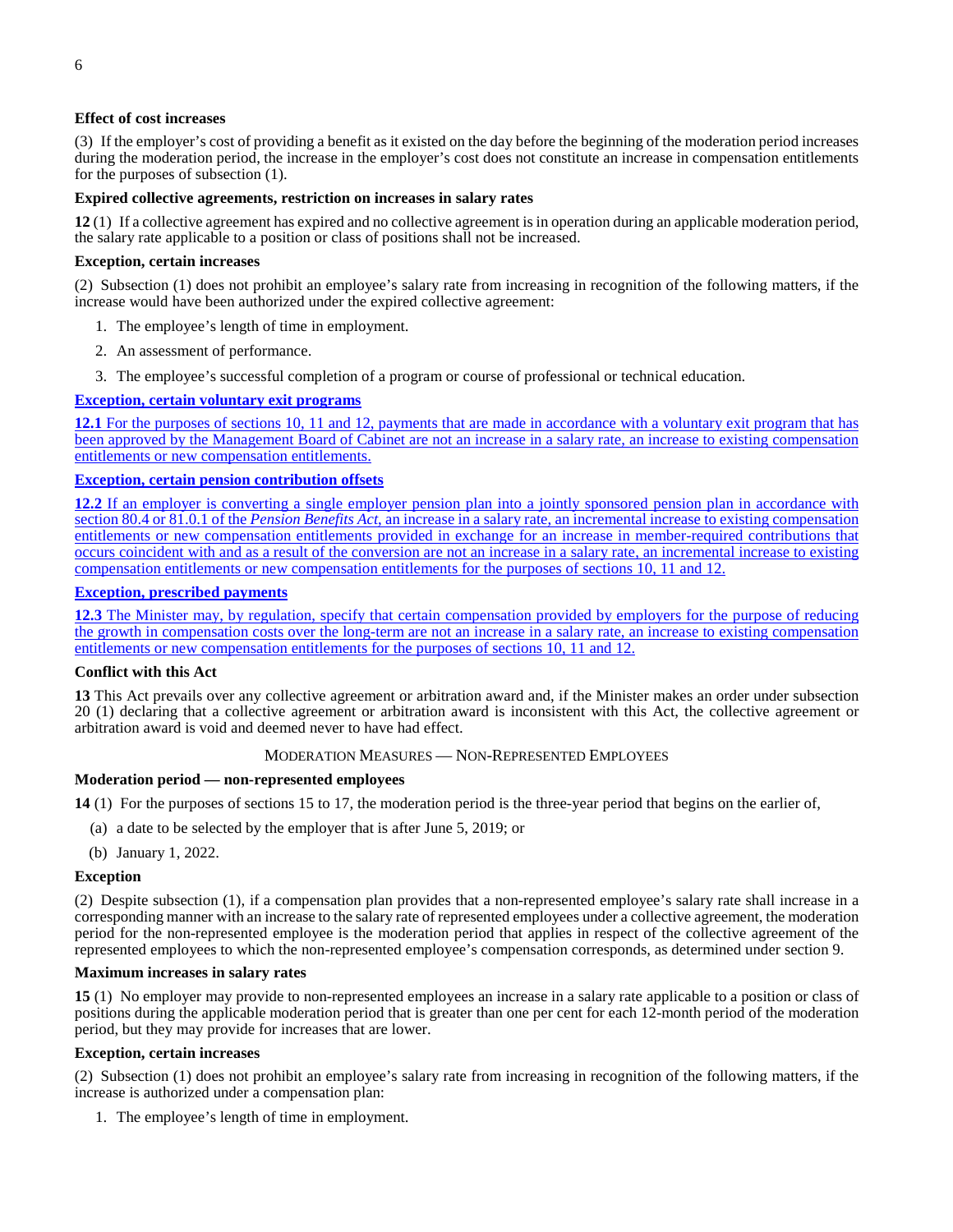**Effect of cost increases**

(3) If the employer's cost of providing a benefit as it existed on the day before the beginning of the moderation period increases during the moderation period, the increase in the employer's cost does not constitute an increase in compensation entitlements for the purposes of subsection (1).

**Expired collective agreements, restriction on increases in salary rates**

**12** (1) If a collective agreement has expired and no collective agreement is in operation during an applicable moderation period, the salary rate applicable to a position or class of positions shall not be increased.

**Exception, certain increases**

(2) Subsection (1) does not prohibit an employee's salary rate from increasing in recognition of the following matters, if the increase would have been authorized under the expired collective agreement:

1. The employee's length of time in employment.
2. An assessment of performance.
3. The employee's successful completion of a program or course of professional or technical education.

**Exception, certain voluntary exit programs**

**12.1** For the purposes of sections 10, 11 and 12, payments that are made in accordance with a voluntary exit program that has been approved by the Management Board of Cabinet are not an increase in a salary rate, an increase to existing compensation entitlements or new compensation entitlements.

**Exception, certain pension contribution offsets**

**12.2** If an employer is converting a single employer pension plan into a jointly sponsored pension plan in accordance with section 80.4 or 81.0.1 of the *Pension Benefits Act*, an increase in a salary rate, an incremental increase to existing compensation entitlements or new compensation entitlements provided in exchange for an increase in member-required contributions that occurs coincident with and as a result of the conversion are not an increase in a salary rate, an incremental increase to existing compensation entitlements or new compensation entitlements for the purposes of sections 10, 11 and 12.

**Exception, prescribed payments**

**12.3** The Minister may, by regulation, specify that certain compensation provided by employers for the purpose of reducing the growth in compensation costs over the long-term are not an increase in a salary rate, an increase to existing compensation entitlements or new compensation entitlements for the purposes of sections 10, 11 and 12.

**Conflict with this Act**

**13** This Act prevails over any collective agreement or arbitration award and, if the Minister makes an order under subsection 20 (1) declaring that a collective agreement or arbitration award is inconsistent with this Act, the collective agreement or arbitration award is void and deemed never to have had effect.

## Moderation Measures — Non-Represented Employees

**Moderation period — non-represented employees**

**14** (1) For the purposes of sections 15 to 17, the moderation period is the three-year period that begins on the earlier of,

(a) a date to be selected by the employer that is after June 5, 2019; or

(b) January 1, 2022.

**Exception**

(2) Despite subsection (1), if a compensation plan provides that a non-represented employee's salary rate shall increase in a corresponding manner with an increase to the salary rate of represented employees under a collective agreement, the moderation period for the non-represented employee is the moderation period that applies in respect of the collective agreement of the represented employees to which the non-represented employee's compensation corresponds, as determined under section 9.

**Maximum increases in salary rates**

**15** (1) No employer may provide to non-represented employees an increase in a salary rate applicable to a position or class of positions during the applicable moderation period that is greater than one per cent for each 12-month period of the moderation period, but they may provide for increases that are lower.

**Exception, certain increases**

(2) Subsection (1) does not prohibit an employee's salary rate from increasing in recognition of the following matters, if the increase is authorized under a compensation plan:

1. The employee's length of time in employment.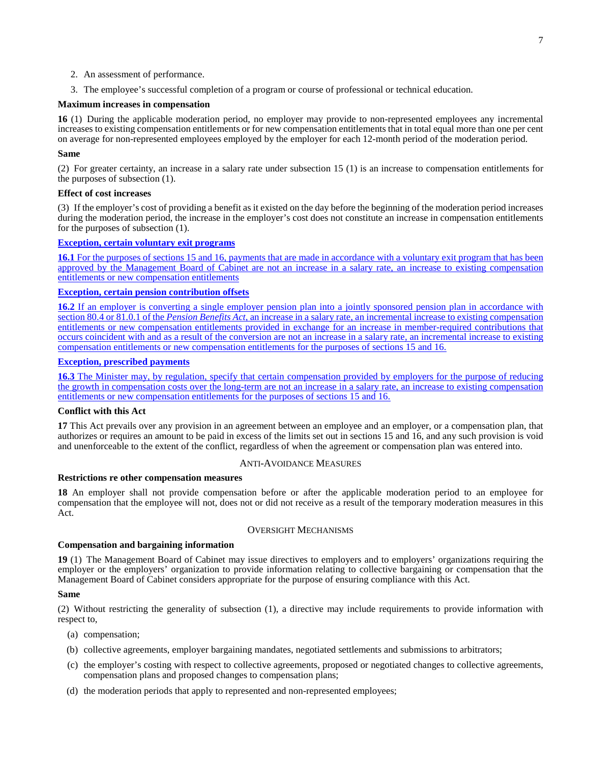2. An assessment of performance.
3. The employee's successful completion of a program or course of professional or technical education.

**Maximum increases in compensation**

**16** (1) During the applicable moderation period, no employer may provide to non-represented employees any incremental increases to existing compensation entitlements or for new compensation entitlements that in total equal more than one per cent on average for non-represented employees employed by the employer for each 12-month period of the moderation period.

**Same**

(2) For greater certainty, an increase in a salary rate under subsection 15 (1) is an increase to compensation entitlements for the purposes of subsection (1).

**Effect of cost increases**

(3) If the employer's cost of providing a benefit as it existed on the day before the beginning of the moderation period increases during the moderation period, the increase in the employer's cost does not constitute an increase in compensation entitlements for the purposes of subsection (1).

**Exception, certain voluntary exit programs**

**16.1** For the purposes of sections 15 and 16, payments that are made in accordance with a voluntary exit program that has been approved by the Management Board of Cabinet are not an increase in a salary rate, an increase to existing compensation entitlements or new compensation entitlements

**Exception, certain pension contribution offsets**

**16.2** If an employer is converting a single employer pension plan into a jointly sponsored pension plan in accordance with section 80.4 or 81.0.1 of the *Pension Benefits Act*, an increase in a salary rate, an incremental increase to existing compensation entitlements or new compensation entitlements provided in exchange for an increase in member-required contributions that occurs coincident with and as a result of the conversion are not an increase in a salary rate, an incremental increase to existing compensation entitlements or new compensation entitlements for the purposes of sections 15 and 16.

**Exception, prescribed payments**

**16.3** The Minister may, by regulation, specify that certain compensation provided by employers for the purpose of reducing the growth in compensation costs over the long-term are not an increase in a salary rate, an increase to existing compensation entitlements or new compensation entitlements for the purposes of sections 15 and 16.

**Conflict with this Act**

**17** This Act prevails over any provision in an agreement between an employee and an employer, or a compensation plan, that authorizes or requires an amount to be paid in excess of the limits set out in sections 15 and 16, and any such provision is void and unenforceable to the extent of the conflict, regardless of when the agreement or compensation plan was entered into.

ANTI-AVOIDANCE MEASURES

**Restrictions re other compensation measures**

**18** An employer shall not provide compensation before or after the applicable moderation period to an employee for compensation that the employee will not, does not or did not receive as a result of the temporary moderation measures in this Act.

OVERSIGHT MECHANISMS

**Compensation and bargaining information**

**19** (1) The Management Board of Cabinet may issue directives to employers and to employers' organizations requiring the employer or the employers' organization to provide information relating to collective bargaining or compensation that the Management Board of Cabinet considers appropriate for the purpose of ensuring compliance with this Act.

**Same**

(2) Without restricting the generality of subsection (1), a directive may include requirements to provide information with respect to,

(a) compensation;

(b) collective agreements, employer bargaining mandates, negotiated settlements and submissions to arbitrators;

(c) the employer's costing with respect to collective agreements, proposed or negotiated changes to collective agreements, compensation plans and proposed changes to compensation plans;

(d) the moderation periods that apply to represented and non-represented employees;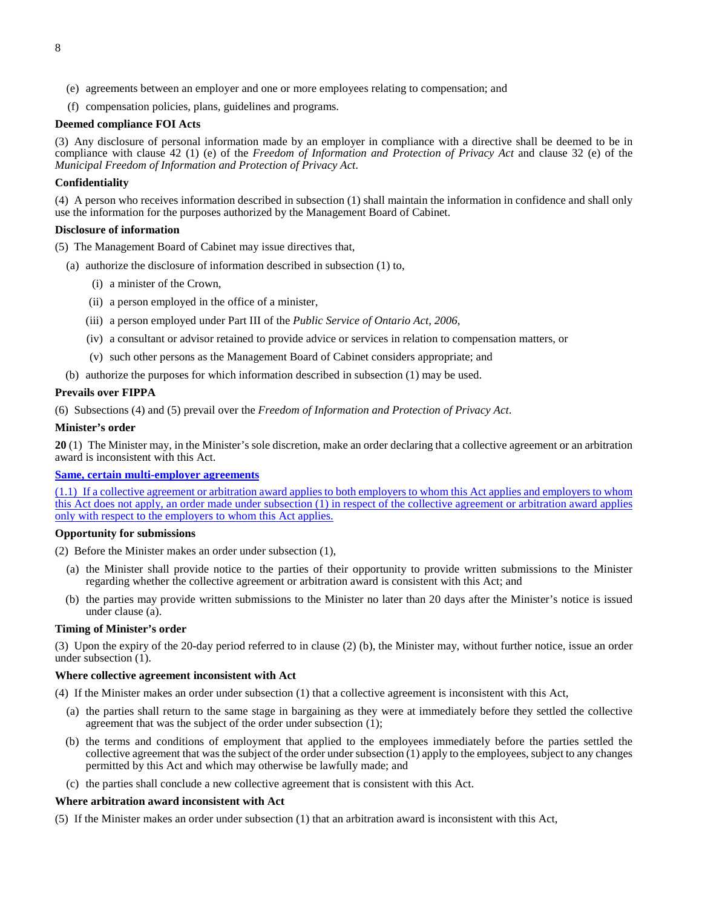(e) agreements between an employer and one or more employees relating to compensation; and

(f) compensation policies, plans, guidelines and programs.

**Deemed compliance FOI Acts**

(3) Any disclosure of personal information made by an employer in compliance with a directive shall be deemed to be in compliance with clause 42 (1) (e) of the *Freedom of Information and Protection of Privacy Act* and clause 32 (e) of the *Municipal Freedom of Information and Protection of Privacy Act*.

**Confidentiality**

(4) A person who receives information described in subsection (1) shall maintain the information in confidence and shall only use the information for the purposes authorized by the Management Board of Cabinet.

**Disclosure of information**

(5) The Management Board of Cabinet may issue directives that,

(a) authorize the disclosure of information described in subsection (1) to,

(i) a minister of the Crown,

(ii) a person employed in the office of a minister,

(iii) a person employed under Part III of the *Public Service of Ontario Act, 2006*,

(iv) a consultant or advisor retained to provide advice or services in relation to compensation matters, or

(v) such other persons as the Management Board of Cabinet considers appropriate; and

(b) authorize the purposes for which information described in subsection (1) may be used.

**Prevails over FIPPA**

(6) Subsections (4) and (5) prevail over the *Freedom of Information and Protection of Privacy Act*.

**Minister's order**

**20** (1) The Minister may, in the Minister's sole discretion, make an order declaring that a collective agreement or an arbitration award is inconsistent with this Act.

**Same, certain multi-employer agreements**

(1.1) If a collective agreement or arbitration award applies to both employers to whom this Act applies and employers to whom this Act does not apply, an order made under subsection (1) in respect of the collective agreement or arbitration award applies only with respect to the employers to whom this Act applies.

**Opportunity for submissions**

(2) Before the Minister makes an order under subsection (1),

(a) the Minister shall provide notice to the parties of their opportunity to provide written submissions to the Minister regarding whether the collective agreement or arbitration award is consistent with this Act; and

(b) the parties may provide written submissions to the Minister no later than 20 days after the Minister's notice is issued under clause (a).

**Timing of Minister's order**

(3) Upon the expiry of the 20-day period referred to in clause (2) (b), the Minister may, without further notice, issue an order under subsection (1).

**Where collective agreement inconsistent with Act**

(4) If the Minister makes an order under subsection (1) that a collective agreement is inconsistent with this Act,

(a) the parties shall return to the same stage in bargaining as they were at immediately before they settled the collective agreement that was the subject of the order under subsection (1);

(b) the terms and conditions of employment that applied to the employees immediately before the parties settled the collective agreement that was the subject of the order under subsection (1) apply to the employees, subject to any changes permitted by this Act and which may otherwise be lawfully made; and

(c) the parties shall conclude a new collective agreement that is consistent with this Act.

**Where arbitration award inconsistent with Act**

(5) If the Minister makes an order under subsection (1) that an arbitration award is inconsistent with this Act,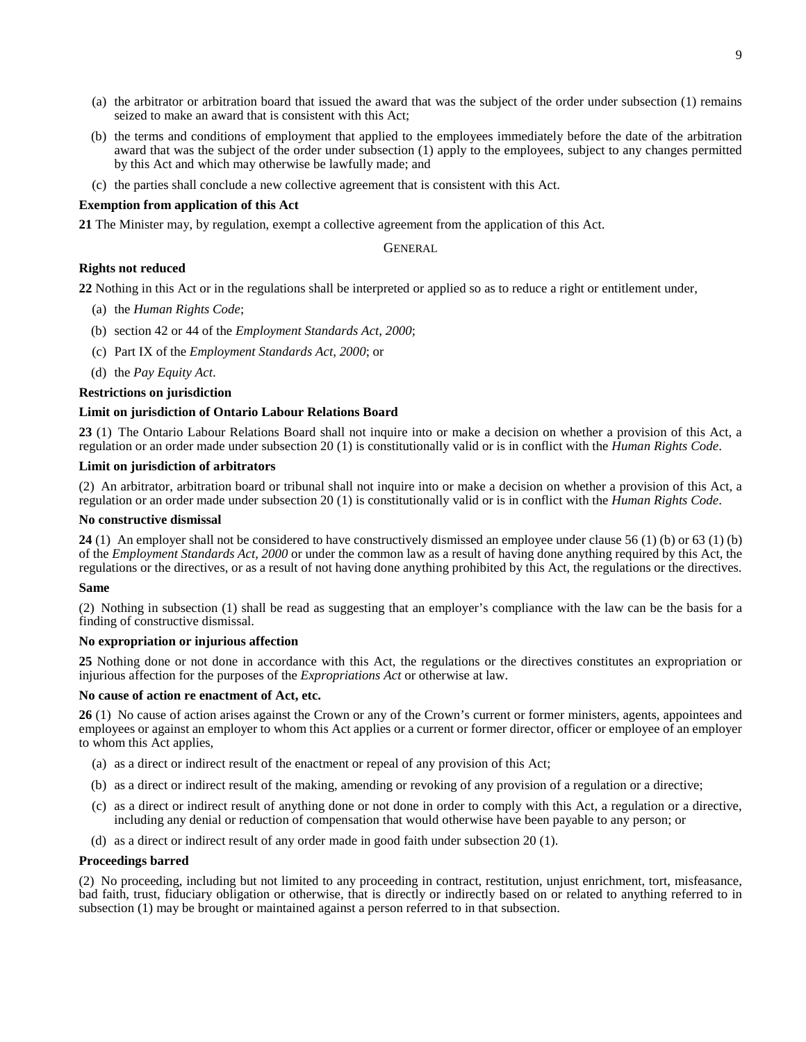(a) the arbitrator or arbitration board that issued the award that was the subject of the order under subsection (1) remains seized to make an award that is consistent with this Act;

(b) the terms and conditions of employment that applied to the employees immediately before the date of the arbitration award that was the subject of the order under subsection (1) apply to the employees, subject to any changes permitted by this Act and which may otherwise be lawfully made; and

(c) the parties shall conclude a new collective agreement that is consistent with this Act.

**Exemption from application of this Act**

**21** The Minister may, by regulation, exempt a collective agreement from the application of this Act.

GENERAL

**Rights not reduced**

**22** Nothing in this Act or in the regulations shall be interpreted or applied so as to reduce a right or entitlement under,

(a) the *Human Rights Code*;

(b) section 42 or 44 of the *Employment Standards Act, 2000*;

(c) Part IX of the *Employment Standards Act, 2000*; or

(d) the *Pay Equity Act*.

**Restrictions on jurisdiction**

**Limit on jurisdiction of Ontario Labour Relations Board**

**23** (1) The Ontario Labour Relations Board shall not inquire into or make a decision on whether a provision of this Act, a regulation or an order made under subsection 20 (1) is constitutionally valid or is in conflict with the *Human Rights Code*.

**Limit on jurisdiction of arbitrators**

(2) An arbitrator, arbitration board or tribunal shall not inquire into or make a decision on whether a provision of this Act, a regulation or an order made under subsection 20 (1) is constitutionally valid or is in conflict with the *Human Rights Code*.

**No constructive dismissal**

**24** (1) An employer shall not be considered to have constructively dismissed an employee under clause 56 (1) (b) or 63 (1) (b) of the *Employment Standards Act, 2000* or under the common law as a result of having done anything required by this Act, the regulations or the directives, or as a result of not having done anything prohibited by this Act, the regulations or the directives.

**Same**

(2) Nothing in subsection (1) shall be read as suggesting that an employer's compliance with the law can be the basis for a finding of constructive dismissal.

**No expropriation or injurious affection**

**25** Nothing done or not done in accordance with this Act, the regulations or the directives constitutes an expropriation or injurious affection for the purposes of the *Expropriations Act* or otherwise at law.

**No cause of action re enactment of Act, etc.**

**26** (1) No cause of action arises against the Crown or any of the Crown's current or former ministers, agents, appointees and employees or against an employer to whom this Act applies or a current or former director, officer or employee of an employer to whom this Act applies,

(a) as a direct or indirect result of the enactment or repeal of any provision of this Act;

(b) as a direct or indirect result of the making, amending or revoking of any provision of a regulation or a directive;

(c) as a direct or indirect result of anything done or not done in order to comply with this Act, a regulation or a directive, including any denial or reduction of compensation that would otherwise have been payable to any person; or

(d) as a direct or indirect result of any order made in good faith under subsection 20 (1).

**Proceedings barred**

(2) No proceeding, including but not limited to any proceeding in contract, restitution, unjust enrichment, tort, misfeasance, bad faith, trust, fiduciary obligation or otherwise, that is directly or indirectly based on or related to anything referred to in subsection (1) may be brought or maintained against a person referred to in that subsection.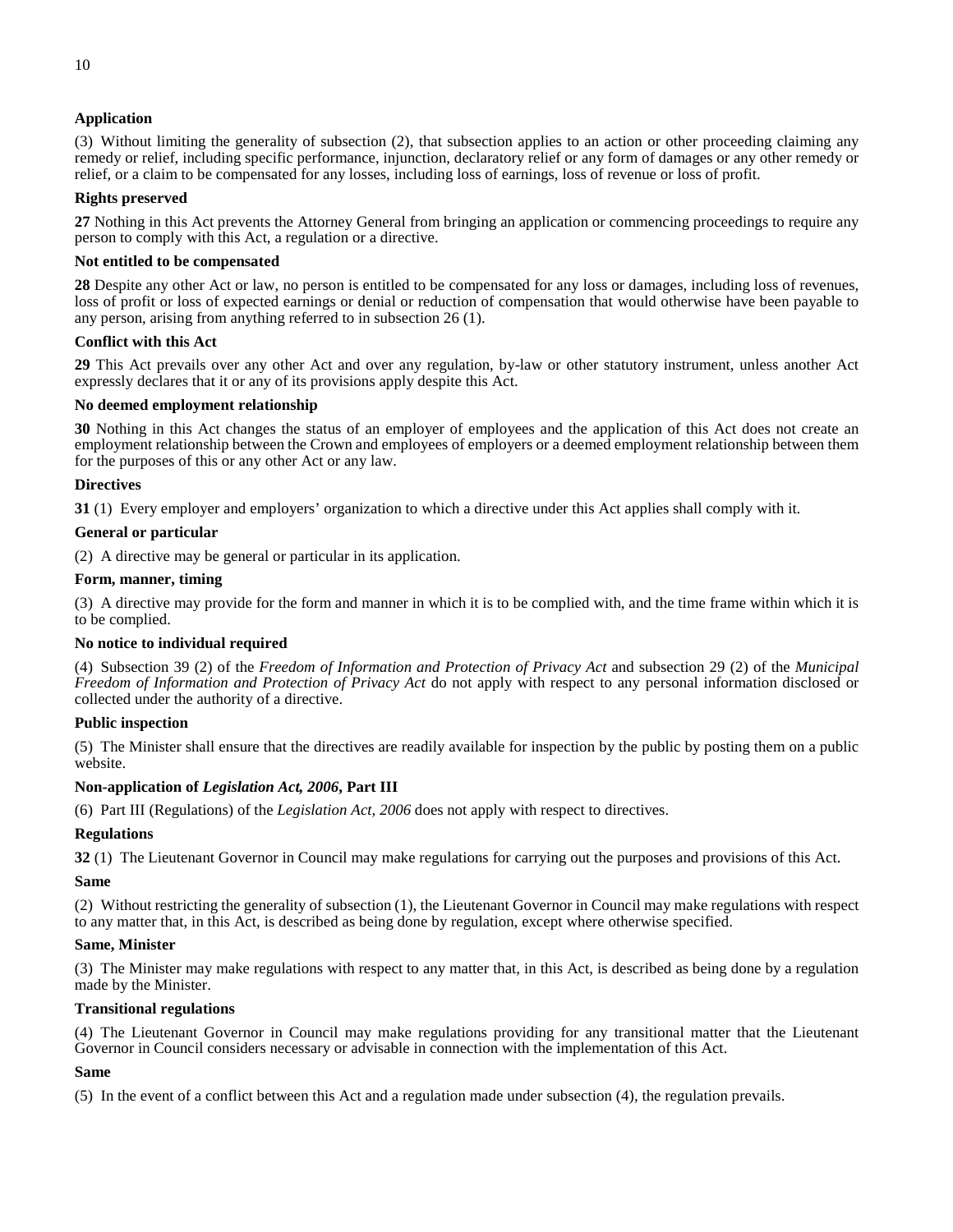**Application**

(3) Without limiting the generality of subsection (2), that subsection applies to an action or other proceeding claiming any remedy or relief, including specific performance, injunction, declaratory relief or any form of damages or any other remedy or relief, or a claim to be compensated for any losses, including loss of earnings, loss of revenue or loss of profit.

**Rights preserved**

**27** Nothing in this Act prevents the Attorney General from bringing an application or commencing proceedings to require any person to comply with this Act, a regulation or a directive.

**Not entitled to be compensated**

**28** Despite any other Act or law, no person is entitled to be compensated for any loss or damages, including loss of revenues, loss of profit or loss of expected earnings or denial or reduction of compensation that would otherwise have been payable to any person, arising from anything referred to in subsection 26 (1).

**Conflict with this Act**

**29** This Act prevails over any other Act and over any regulation, by-law or other statutory instrument, unless another Act expressly declares that it or any of its provisions apply despite this Act.

**No deemed employment relationship**

**30** Nothing in this Act changes the status of an employer of employees and the application of this Act does not create an employment relationship between the Crown and employees of employers or a deemed employment relationship between them for the purposes of this or any other Act or any law.

**Directives**

**31** (1) Every employer and employers' organization to which a directive under this Act applies shall comply with it.

**General or particular**

(2) A directive may be general or particular in its application.

**Form, manner, timing**

(3) A directive may provide for the form and manner in which it is to be complied with, and the time frame within which it is to be complied.

**No notice to individual required**

(4) Subsection 39 (2) of the *Freedom of Information and Protection of Privacy Act* and subsection 29 (2) of the *Municipal Freedom of Information and Protection of Privacy Act* do not apply with respect to any personal information disclosed or collected under the authority of a directive.

**Public inspection**

(5) The Minister shall ensure that the directives are readily available for inspection by the public by posting them on a public website.

**Non-application of *Legislation Act, 2006*, Part III**

(6) Part III (Regulations) of the *Legislation Act, 2006* does not apply with respect to directives.

**Regulations**

**32** (1) The Lieutenant Governor in Council may make regulations for carrying out the purposes and provisions of this Act.

**Same**

(2) Without restricting the generality of subsection (1), the Lieutenant Governor in Council may make regulations with respect to any matter that, in this Act, is described as being done by regulation, except where otherwise specified.

**Same, Minister**

(3) The Minister may make regulations with respect to any matter that, in this Act, is described as being done by a regulation made by the Minister.

**Transitional regulations**

(4) The Lieutenant Governor in Council may make regulations providing for any transitional matter that the Lieutenant Governor in Council considers necessary or advisable in connection with the implementation of this Act.

**Same**

(5) In the event of a conflict between this Act and a regulation made under subsection (4), the regulation prevails.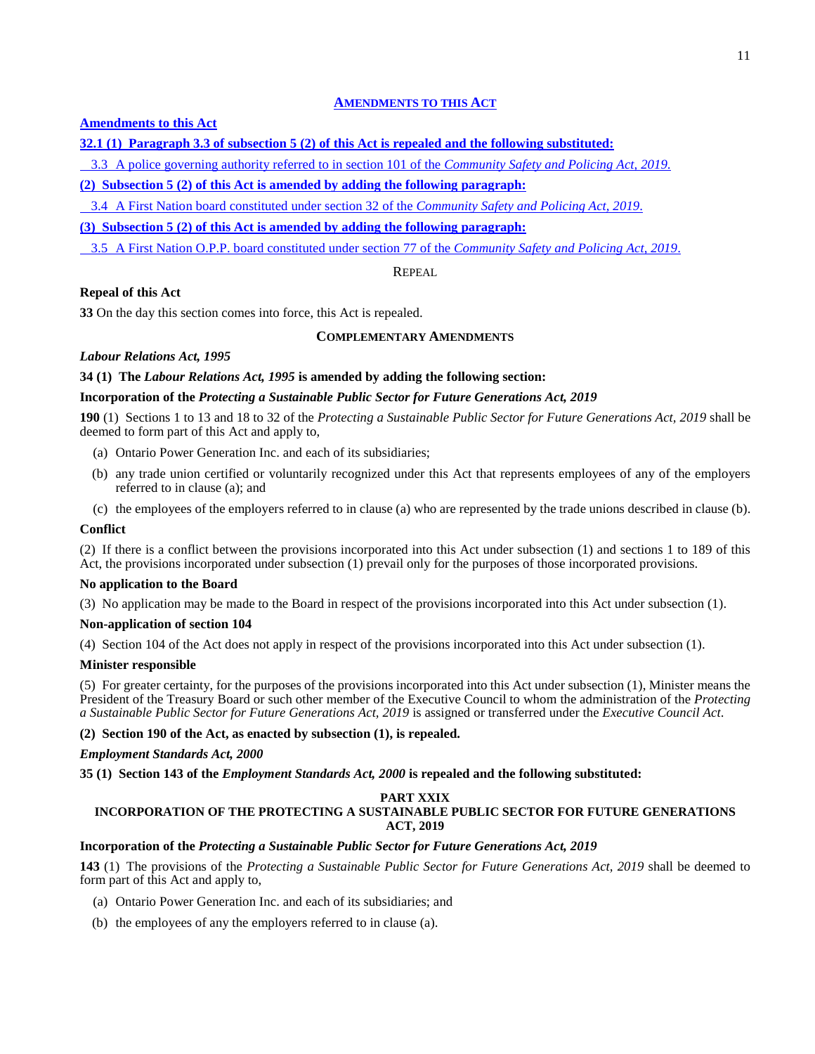## **Amendments to this Act**

**Amendments to this Act**

**32.1 (1) Paragraph 3.3 of subsection 5 (2) of this Act is repealed and the following substituted:**

3.3 A police governing authority referred to in section 101 of the *Community Safety and Policing Act, 2019.*

**(2) Subsection 5 (2) of this Act is amended by adding the following paragraph:**

3.4 A First Nation board constituted under section 32 of the *Community Safety and Policing Act, 2019*.

**(3) Subsection 5 (2) of this Act is amended by adding the following paragraph:**

3.5 A First Nation O.P.P. board constituted under section 77 of the *Community Safety and Policing Act, 2019*.

## Repeal

**Repeal of this Act**

**33** On the day this section comes into force, this Act is repealed.

## **Complementary Amendments**

***Labour Relations Act, 1995***

**34 (1) The *Labour Relations Act, 1995* is amended by adding the following section:**

**Incorporation of the *Protecting a Sustainable Public Sector for Future Generations Act, 2019***

**190** (1) Sections 1 to 13 and 18 to 32 of the *Protecting a Sustainable Public Sector for Future Generations Act, 2019* shall be deemed to form part of this Act and apply to,

(a) Ontario Power Generation Inc. and each of its subsidiaries;

(b) any trade union certified or voluntarily recognized under this Act that represents employees of any of the employers referred to in clause (a); and

(c) the employees of the employers referred to in clause (a) who are represented by the trade unions described in clause (b).

**Conflict**

(2) If there is a conflict between the provisions incorporated into this Act under subsection (1) and sections 1 to 189 of this Act, the provisions incorporated under subsection (1) prevail only for the purposes of those incorporated provisions.

**No application to the Board**

(3) No application may be made to the Board in respect of the provisions incorporated into this Act under subsection (1).

**Non-application of section 104**

(4) Section 104 of the Act does not apply in respect of the provisions incorporated into this Act under subsection (1).

**Minister responsible**

(5) For greater certainty, for the purposes of the provisions incorporated into this Act under subsection (1), Minister means the President of the Treasury Board or such other member of the Executive Council to whom the administration of the *Protecting a Sustainable Public Sector for Future Generations Act, 2019* is assigned or transferred under the *Executive Council Act*.

**(2) Section 190 of the Act, as enacted by subsection (1), is repealed.**

***Employment Standards Act, 2000***

**35 (1) Section 143 of the *Employment Standards Act, 2000* is repealed and the following substituted:**

**PART XXIX**
**INCORPORATION OF THE PROTECTING A SUSTAINABLE PUBLIC SECTOR FOR FUTURE GENERATIONS ACT, 2019**

**Incorporation of the *Protecting a Sustainable Public Sector for Future Generations Act, 2019***

**143** (1) The provisions of the *Protecting a Sustainable Public Sector for Future Generations Act, 2019* shall be deemed to form part of this Act and apply to,

(a) Ontario Power Generation Inc. and each of its subsidiaries; and

(b) the employees of any the employers referred to in clause (a).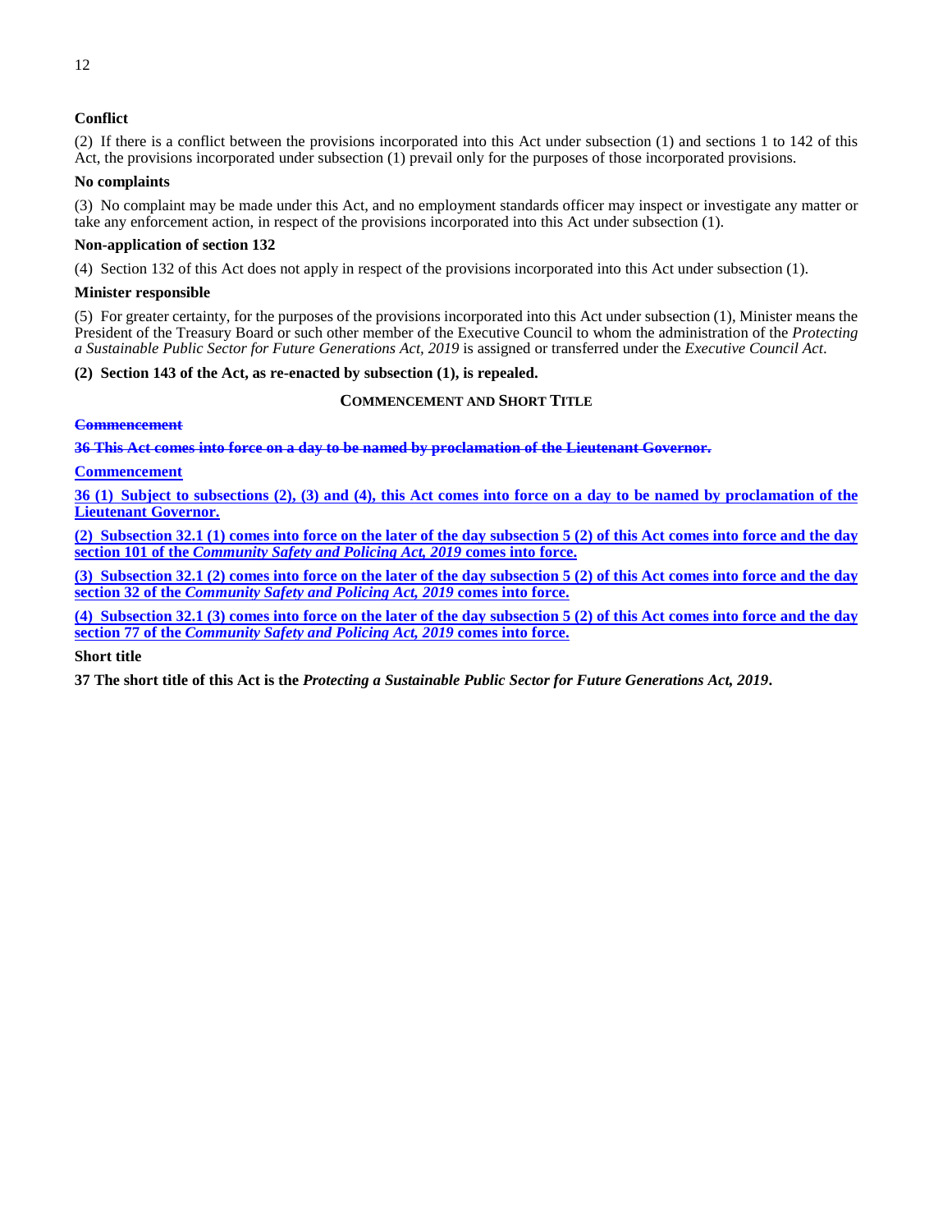**Conflict**

(2) If there is a conflict between the provisions incorporated into this Act under subsection (1) and sections 1 to 142 of this Act, the provisions incorporated under subsection (1) prevail only for the purposes of those incorporated provisions.

**No complaints**

(3) No complaint may be made under this Act, and no employment standards officer may inspect or investigate any matter or take any enforcement action, in respect of the provisions incorporated into this Act under subsection (1).

**Non-application of section 132**

(4) Section 132 of this Act does not apply in respect of the provisions incorporated into this Act under subsection (1).

**Minister responsible**

(5) For greater certainty, for the purposes of the provisions incorporated into this Act under subsection (1), Minister means the President of the Treasury Board or such other member of the Executive Council to whom the administration of the *Protecting a Sustainable Public Sector for Future Generations Act, 2019* is assigned or transferred under the *Executive Council Act*.

**(2) Section 143 of the Act, as re-enacted by subsection (1), is repealed.**

**COMMENCEMENT AND SHORT TITLE**

~~**Commencement**~~

~~**36 This Act comes into force on a day to be named by proclamation of the Lieutenant Governor.**~~

**Commencement**

**36 (1) Subject to subsections (2), (3) and (4), this Act comes into force on a day to be named by proclamation of the Lieutenant Governor.**

**(2) Subsection 32.1 (1) comes into force on the later of the day subsection 5 (2) of this Act comes into force and the day section 101 of the *Community Safety and Policing Act, 2019* comes into force.**

**(3) Subsection 32.1 (2) comes into force on the later of the day subsection 5 (2) of this Act comes into force and the day section 32 of the *Community Safety and Policing Act, 2019* comes into force.**

**(4) Subsection 32.1 (3) comes into force on the later of the day subsection 5 (2) of this Act comes into force and the day section 77 of the *Community Safety and Policing Act, 2019* comes into force.**

**Short title**

**37 The short title of this Act is the *Protecting a Sustainable Public Sector for Future Generations Act, 2019*.**